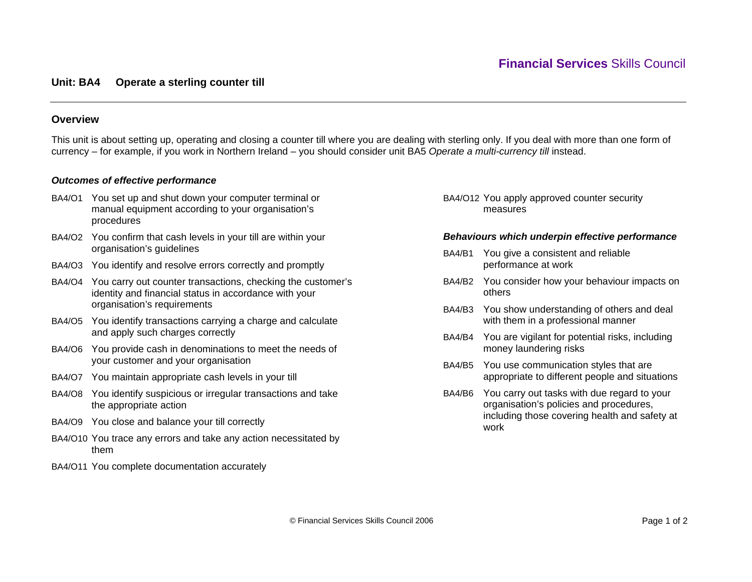Financial Services Skills Council

## Unit: BA4 Operate a sterling counter till

### Overview

This unit is about setting up, operating and closing a counter till where you are dealing with sterling only. If you deal with more than one form of currency – for example, if you work in Northern Ireland – you should consider unit BA5 *Operate a multi-currency till* instead.

#### *Outcomes of effective performance*

- BA4/O1 You set up and shut down your computer terminal or manual equipment according to your organisation's procedures
- BA4/O2 You confirm that cash levels in your till are within your organisation's guidelines
- BA4/O3 You identify and resolve errors correctly and promptly
- BA4/O4 You carry out counter transactions, checking the customer's identity and financial status in accordance with your organisation's requirements
- BA4/O5 You identify transactions carrying a charge and calculate and apply such charges correctly
- BA4/O6 You provide cash in denominations to meet the needs of your customer and your organisation
- BA4/O7 You maintain appropriate cash levels in your till
- BA4/O8 You identify suspicious or irregular transactions and take the appropriate action
- BA4/O9 You close and balance your till correctly
- BA4/O10 You trace any errors and take any action necessitated by them
- BA4/O11 You complete documentation accurately
- BA4/O12 You apply approved counter security measures

#### *Behaviours which underpin effective performance*

- BA4/B1 You give a consistent and reliable performance at work
- BA4/B2 You consider how your behaviour impacts on others
- BA4/B3 You show understanding of others and deal with them in a professional manner
- BA4/B4 You are vigilant for potential risks, including money laundering risks
- BA4/B5 You use communication styles that are appropriate to different people and situations
- BA4/B6 You carry out tasks with due regard to your organisation's policies and procedures, including those covering health and safety at work

© Financial Services Skills Council 2006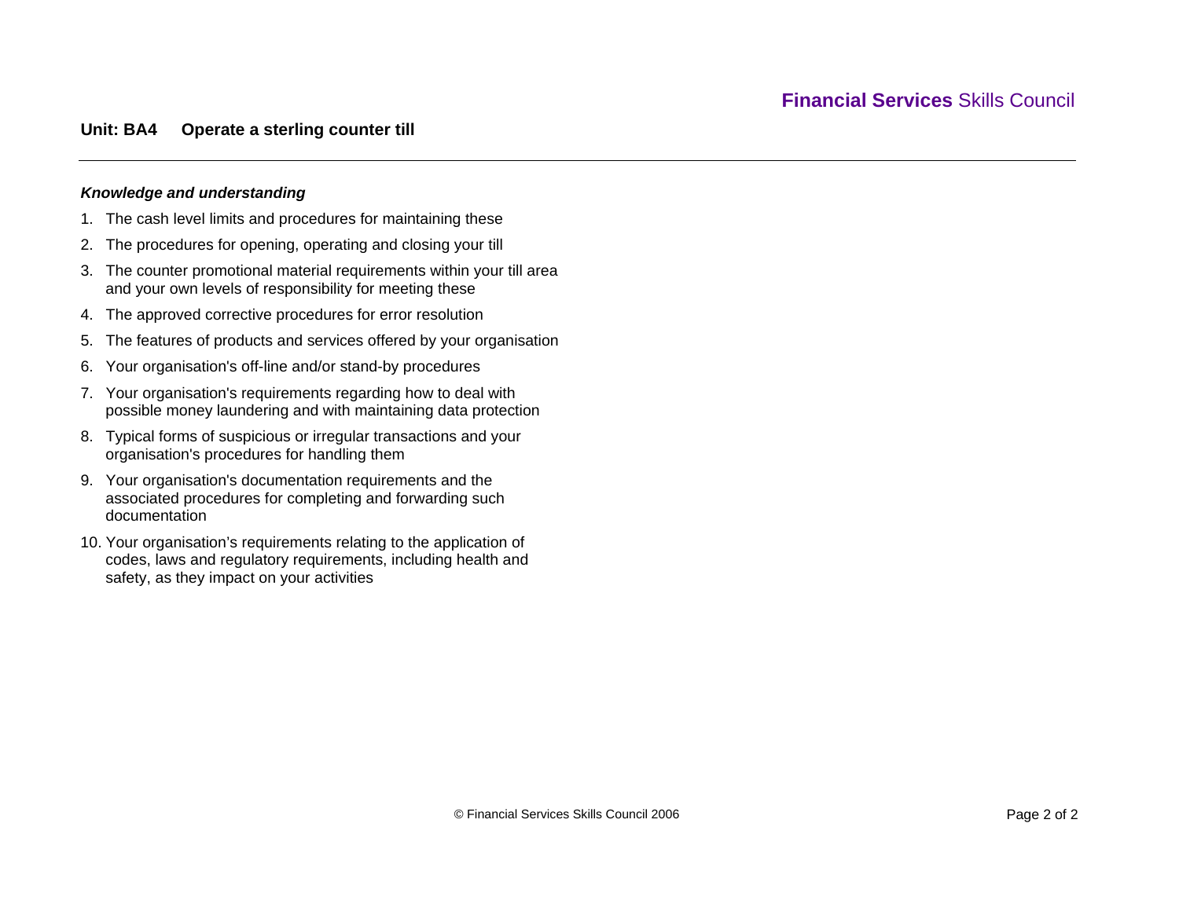## Unit: BA4 Operate a sterling counter till

***Knowledge and understanding***

1. The cash level limits and procedures for maintaining these
2. The procedures for opening, operating and closing your till
3. The counter promotional material requirements within your till area and your own levels of responsibility for meeting these
4. The approved corrective procedures for error resolution
5. The features of products and services offered by your organisation
6. Your organisation's off-line and/or stand-by procedures
7. Your organisation's requirements regarding how to deal with possible money laundering and with maintaining data protection
8. Typical forms of suspicious or irregular transactions and your organisation's procedures for handling them
9. Your organisation's documentation requirements and the associated procedures for completing and forwarding such documentation
10. Your organisation's requirements relating to the application of codes, laws and regulatory requirements, including health and safety, as they impact on your activities